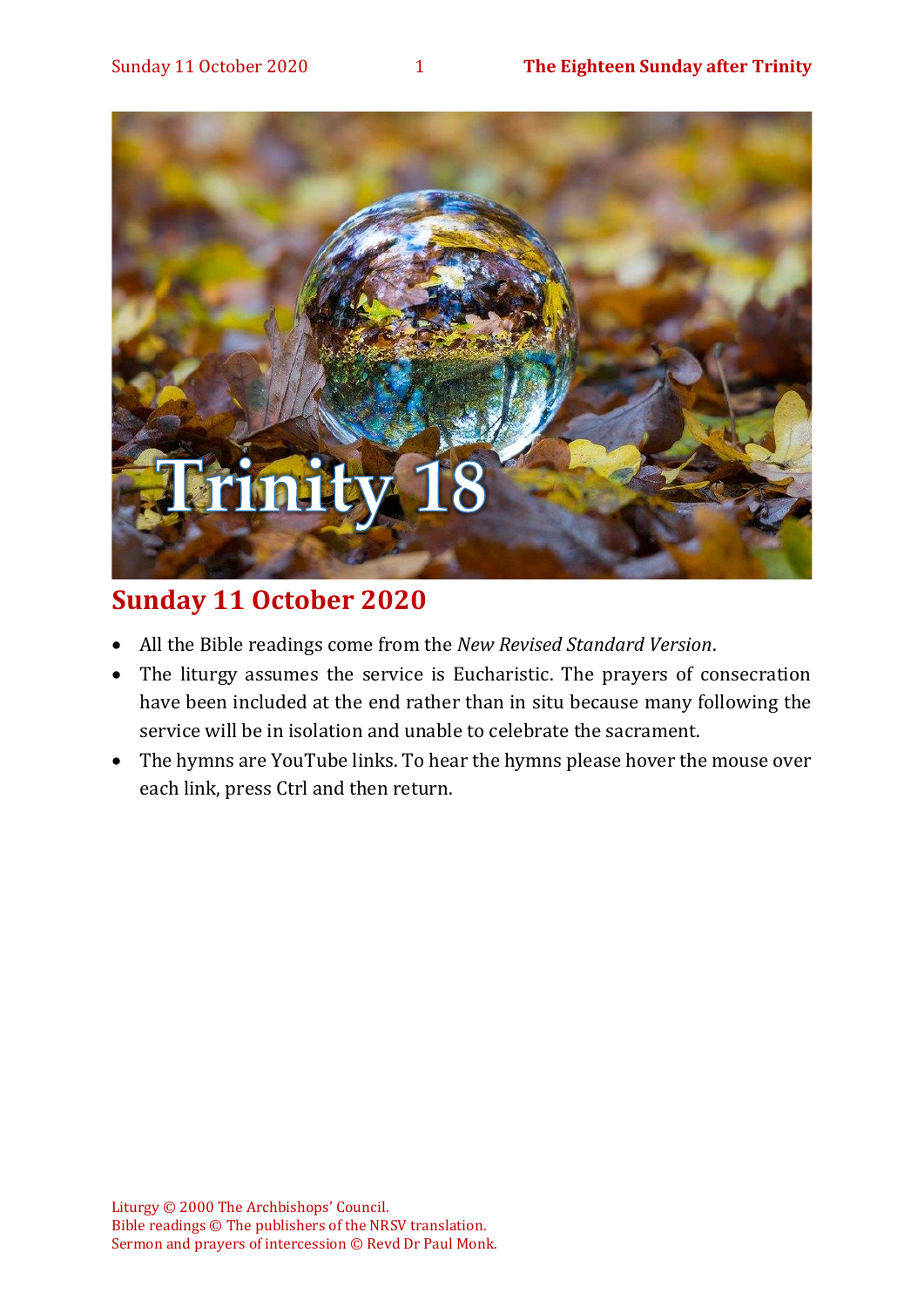# Sunday 11 October 2020

- All the Bible readings come from the *New Revised Standard Version*.
- The liturgy assumes the service is Eucharistic. The prayers of consecration have been included at the end rather than in situ because many following the service will be in isolation and unable to celebrate the sacrament.
- The hymns are YouTube links. To hear the hymns please hover the mouse over each link, press Ctrl and then return.

Liturgy © 2000 The Archbishops' Council.
Bible readings © The publishers of the NRSV translation.
Sermon and prayers of intercession © Revd Dr Paul Monk.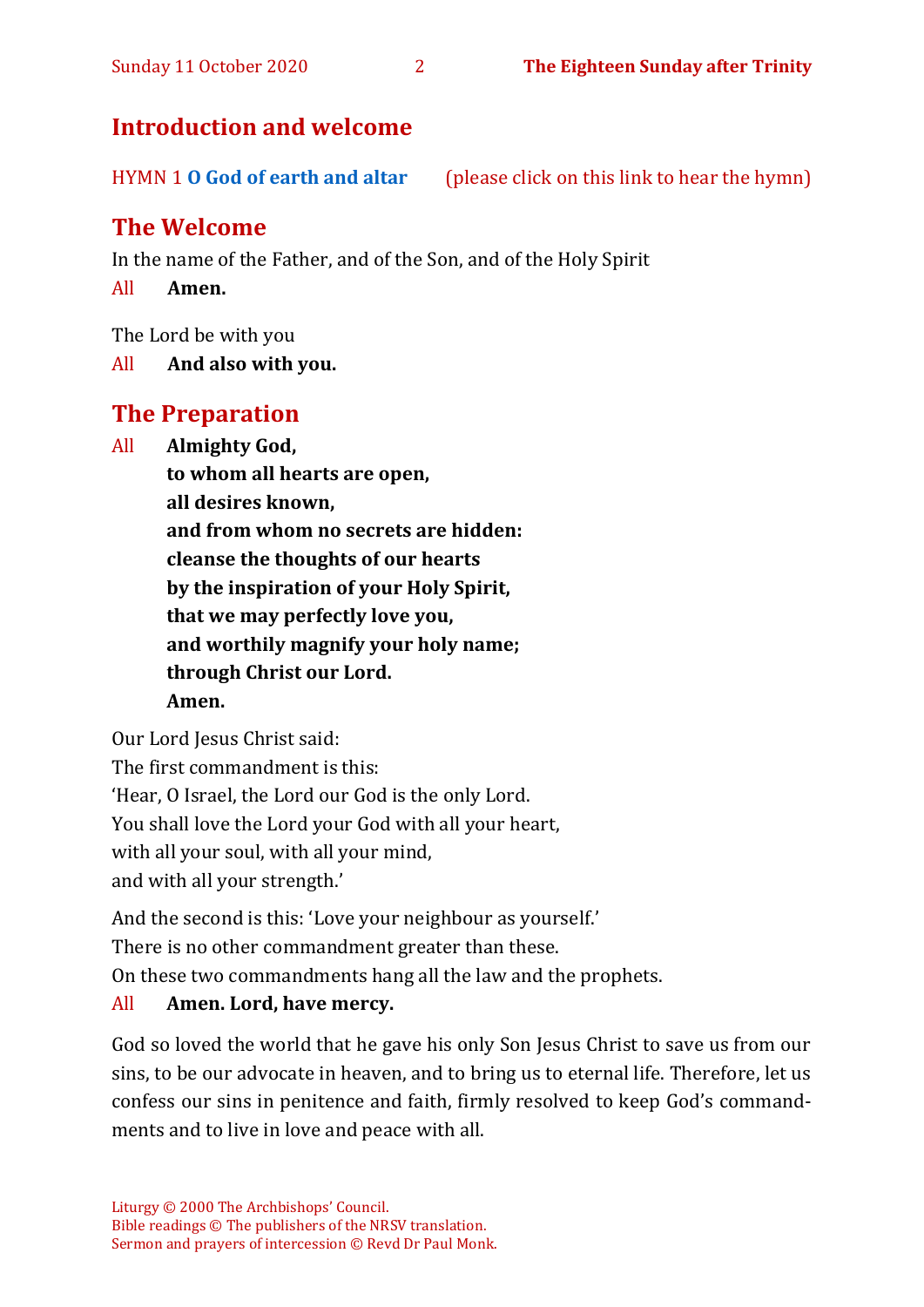## Introduction and welcome

HYMN 1 **O God of earth and altar** (please click on this link to hear the hymn)

## The Welcome

In the name of the Father, and of the Son, and of the Holy Spirit

All **Amen.**

The Lord be with you

All **And also with you.**

## The Preparation

All **Almighty God,**
**to whom all hearts are open,**
**all desires known,**
**and from whom no secrets are hidden:**
**cleanse the thoughts of our hearts**
**by the inspiration of your Holy Spirit,**
**that we may perfectly love you,**
**and worthily magnify your holy name;**
**through Christ our Lord.**
**Amen.**

Our Lord Jesus Christ said:
The first commandment is this:
'Hear, O Israel, the Lord our God is the only Lord.
You shall love the Lord your God with all your heart,
with all your soul, with all your mind,
and with all your strength.'

And the second is this: 'Love your neighbour as yourself.'
There is no other commandment greater than these.
On these two commandments hang all the law and the prophets.

All **Amen. Lord, have mercy.**

God so loved the world that he gave his only Son Jesus Christ to save us from our sins, to be our advocate in heaven, and to bring us to eternal life. Therefore, let us confess our sins in penitence and faith, firmly resolved to keep God's commandments and to live in love and peace with all.

Liturgy © 2000 The Archbishops' Council.
Bible readings © The publishers of the NRSV translation.
Sermon and prayers of intercession © Revd Dr Paul Monk.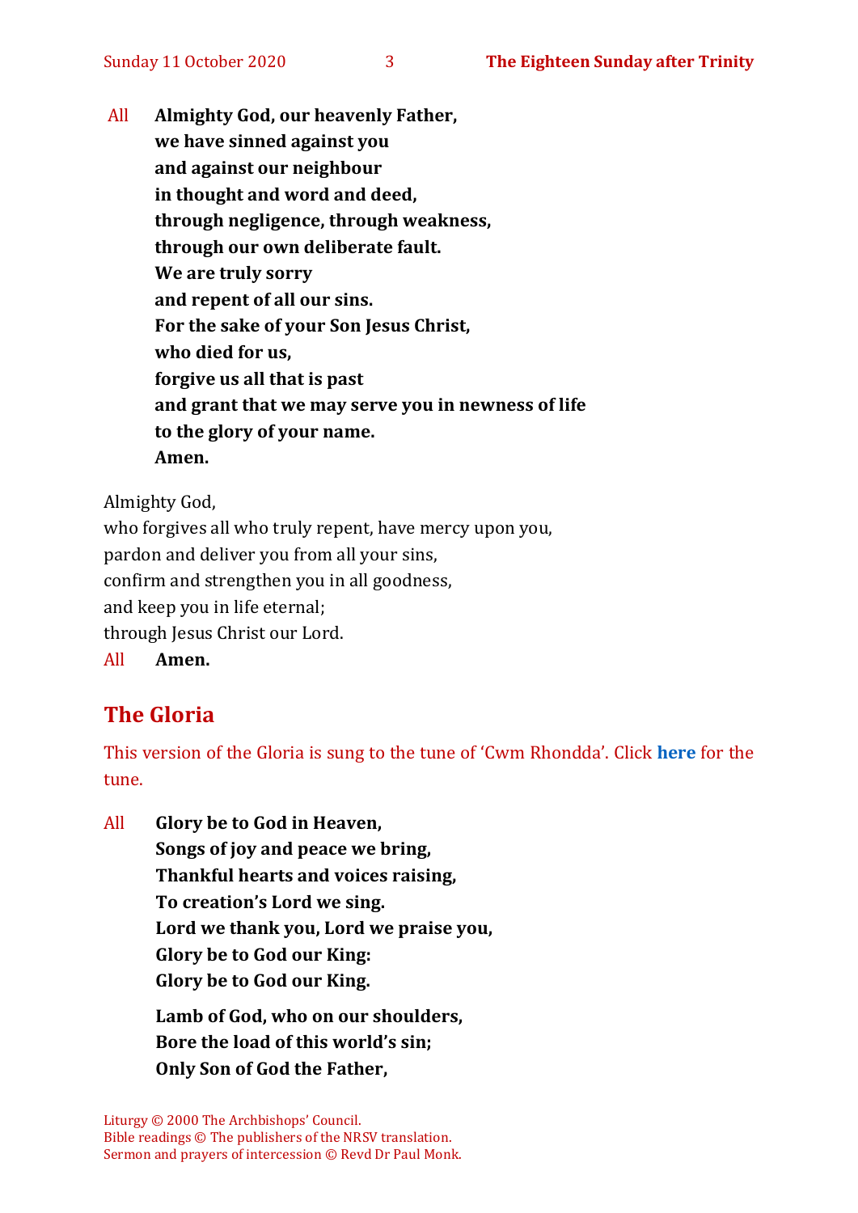All **Almighty God, our heavenly Father,**
**we have sinned against you**
**and against our neighbour**
**in thought and word and deed,**
**through negligence, through weakness,**
**through our own deliberate fault.**
**We are truly sorry**
**and repent of all our sins.**
**For the sake of your Son Jesus Christ,**
**who died for us,**
**forgive us all that is past**
**and grant that we may serve you in newness of life**
**to the glory of your name.**
**Amen.**

Almighty God,
who forgives all who truly repent, have mercy upon you,
pardon and deliver you from all your sins,
confirm and strengthen you in all goodness,
and keep you in life eternal;
through Jesus Christ our Lord.
All **Amen.**

## The Gloria

This version of the Gloria is sung to the tune of 'Cwm Rhondda'. Click **here** for the tune.

All **Glory be to God in Heaven,**
**Songs of joy and peace we bring,**
**Thankful hearts and voices raising,**
**To creation's Lord we sing.**
**Lord we thank you, Lord we praise you,**
**Glory be to God our King:**
**Glory be to God our King.**

**Lamb of God, who on our shoulders,**
**Bore the load of this world's sin;**
**Only Son of God the Father,**

Liturgy © 2000 The Archbishops' Council.
Bible readings © The publishers of the NRSV translation.
Sermon and prayers of intercession © Revd Dr Paul Monk.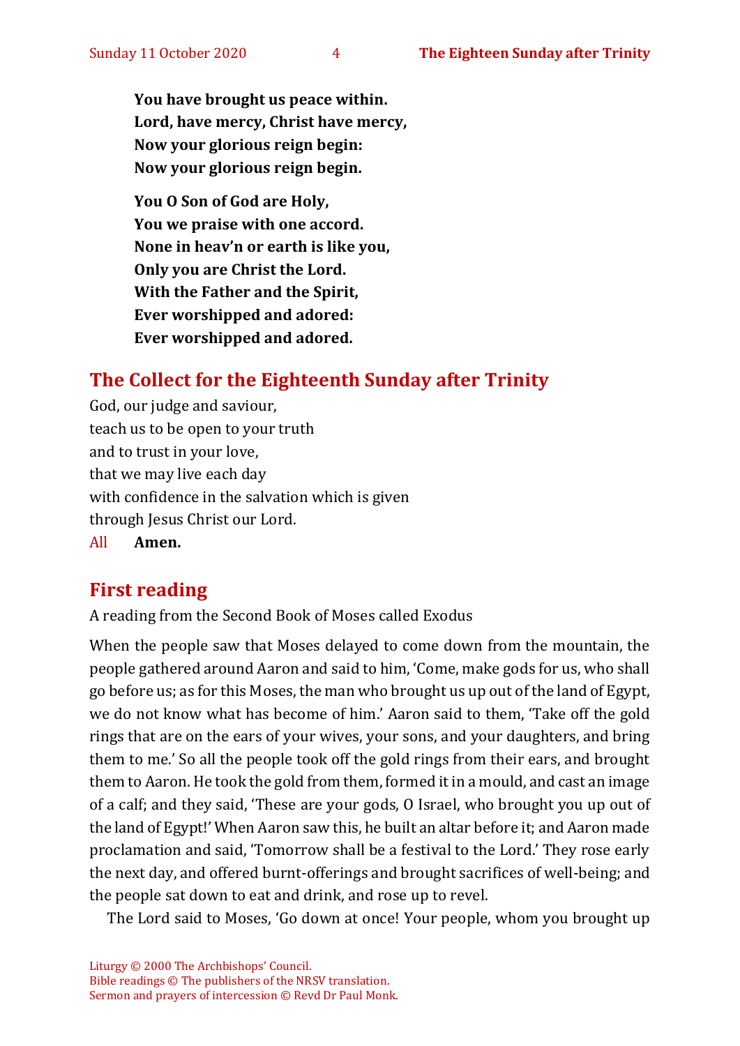**You have brought us peace within.**
**Lord, have mercy, Christ have mercy,**
**Now your glorious reign begin:**
**Now your glorious reign begin.**

**You O Son of God are Holy,**
**You we praise with one accord.**
**None in heav'n or earth is like you,**
**Only you are Christ the Lord.**
**With the Father and the Spirit,**
**Ever worshipped and adored:**
**Ever worshipped and adored.**

## The Collect for the Eighteenth Sunday after Trinity

God, our judge and saviour,
teach us to be open to your truth
and to trust in your love,
that we may live each day
with confidence in the salvation which is given
through Jesus Christ our Lord.

All **Amen.**

## First reading

A reading from the Second Book of Moses called Exodus

When the people saw that Moses delayed to come down from the mountain, the people gathered around Aaron and said to him, 'Come, make gods for us, who shall go before us; as for this Moses, the man who brought us up out of the land of Egypt, we do not know what has become of him.' Aaron said to them, 'Take off the gold rings that are on the ears of your wives, your sons, and your daughters, and bring them to me.' So all the people took off the gold rings from their ears, and brought them to Aaron. He took the gold from them, formed it in a mould, and cast an image of a calf; and they said, 'These are your gods, O Israel, who brought you up out of the land of Egypt!' When Aaron saw this, he built an altar before it; and Aaron made proclamation and said, 'Tomorrow shall be a festival to the Lord.' They rose early the next day, and offered burnt-offerings and brought sacrifices of well-being; and the people sat down to eat and drink, and rose up to revel.

The Lord said to Moses, 'Go down at once! Your people, whom you brought up

Liturgy © 2000 The Archbishops' Council.
Bible readings © The publishers of the NRSV translation.
Sermon and prayers of intercession © Revd Dr Paul Monk.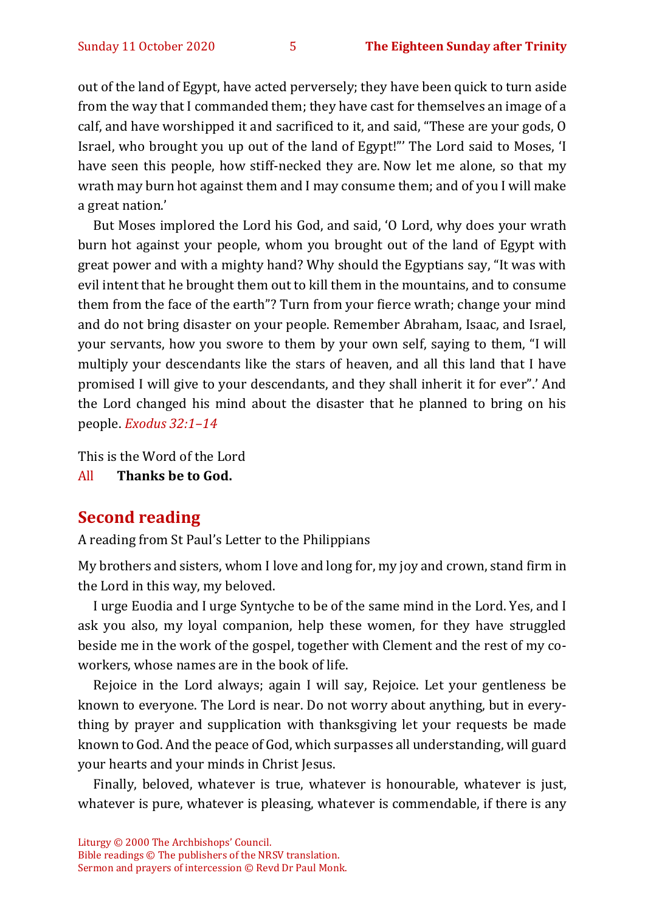out of the land of Egypt, have acted perversely; they have been quick to turn aside from the way that I commanded them; they have cast for themselves an image of a calf, and have worshipped it and sacrificed to it, and said, "These are your gods, O Israel, who brought you up out of the land of Egypt!"' The Lord said to Moses, 'I have seen this people, how stiff-necked they are. Now let me alone, so that my wrath may burn hot against them and I may consume them; and of you I will make a great nation.'

But Moses implored the Lord his God, and said, 'O Lord, why does your wrath burn hot against your people, whom you brought out of the land of Egypt with great power and with a mighty hand? Why should the Egyptians say, "It was with evil intent that he brought them out to kill them in the mountains, and to consume them from the face of the earth"? Turn from your fierce wrath; change your mind and do not bring disaster on your people. Remember Abraham, Isaac, and Israel, your servants, how you swore to them by your own self, saying to them, "I will multiply your descendants like the stars of heaven, and all this land that I have promised I will give to your descendants, and they shall inherit it for ever".' And the Lord changed his mind about the disaster that he planned to bring on his people. *Exodus 32:1–14*

This is the Word of the Lord
All **Thanks be to God.**

## Second reading

A reading from St Paul's Letter to the Philippians

My brothers and sisters, whom I love and long for, my joy and crown, stand firm in the Lord in this way, my beloved.

I urge Euodia and I urge Syntyche to be of the same mind in the Lord. Yes, and I ask you also, my loyal companion, help these women, for they have struggled beside me in the work of the gospel, together with Clement and the rest of my co-workers, whose names are in the book of life.

Rejoice in the Lord always; again I will say, Rejoice. Let your gentleness be known to everyone. The Lord is near. Do not worry about anything, but in everything by prayer and supplication with thanksgiving let your requests be made known to God. And the peace of God, which surpasses all understanding, will guard your hearts and your minds in Christ Jesus.

Finally, beloved, whatever is true, whatever is honourable, whatever is just, whatever is pure, whatever is pleasing, whatever is commendable, if there is any

Liturgy © 2000 The Archbishops' Council.
Bible readings © The publishers of the NRSV translation.
Sermon and prayers of intercession © Revd Dr Paul Monk.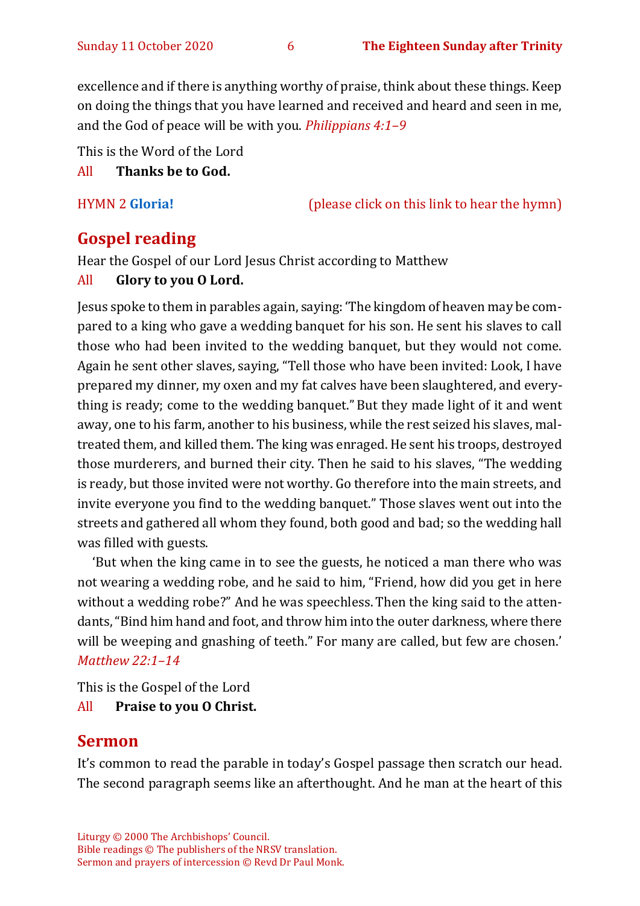excellence and if there is anything worthy of praise, think about these things. Keep on doing the things that you have learned and received and heard and seen in me, and the God of peace will be with you. *Philippians 4:1–9*

This is the Word of the Lord

All **Thanks be to God.**

HYMN 2 **Gloria!** (please click on this link to hear the hymn)

## Gospel reading

Hear the Gospel of our Lord Jesus Christ according to Matthew

All **Glory to you O Lord.**

Jesus spoke to them in parables again, saying: 'The kingdom of heaven may be compared to a king who gave a wedding banquet for his son. He sent his slaves to call those who had been invited to the wedding banquet, but they would not come. Again he sent other slaves, saying, "Tell those who have been invited: Look, I have prepared my dinner, my oxen and my fat calves have been slaughtered, and everything is ready; come to the wedding banquet." But they made light of it and went away, one to his farm, another to his business, while the rest seized his slaves, maltreated them, and killed them. The king was enraged. He sent his troops, destroyed those murderers, and burned their city. Then he said to his slaves, "The wedding is ready, but those invited were not worthy. Go therefore into the main streets, and invite everyone you find to the wedding banquet." Those slaves went out into the streets and gathered all whom they found, both good and bad; so the wedding hall was filled with guests.

'But when the king came in to see the guests, he noticed a man there who was not wearing a wedding robe, and he said to him, "Friend, how did you get in here without a wedding robe?" And he was speechless. Then the king said to the attendants, "Bind him hand and foot, and throw him into the outer darkness, where there will be weeping and gnashing of teeth." For many are called, but few are chosen.' *Matthew 22:1–14*

This is the Gospel of the Lord

All **Praise to you O Christ.**

## Sermon

It's common to read the parable in today's Gospel passage then scratch our head. The second paragraph seems like an afterthought. And he man at the heart of this

Liturgy © 2000 The Archbishops' Council.
Bible readings © The publishers of the NRSV translation.
Sermon and prayers of intercession © Revd Dr Paul Monk.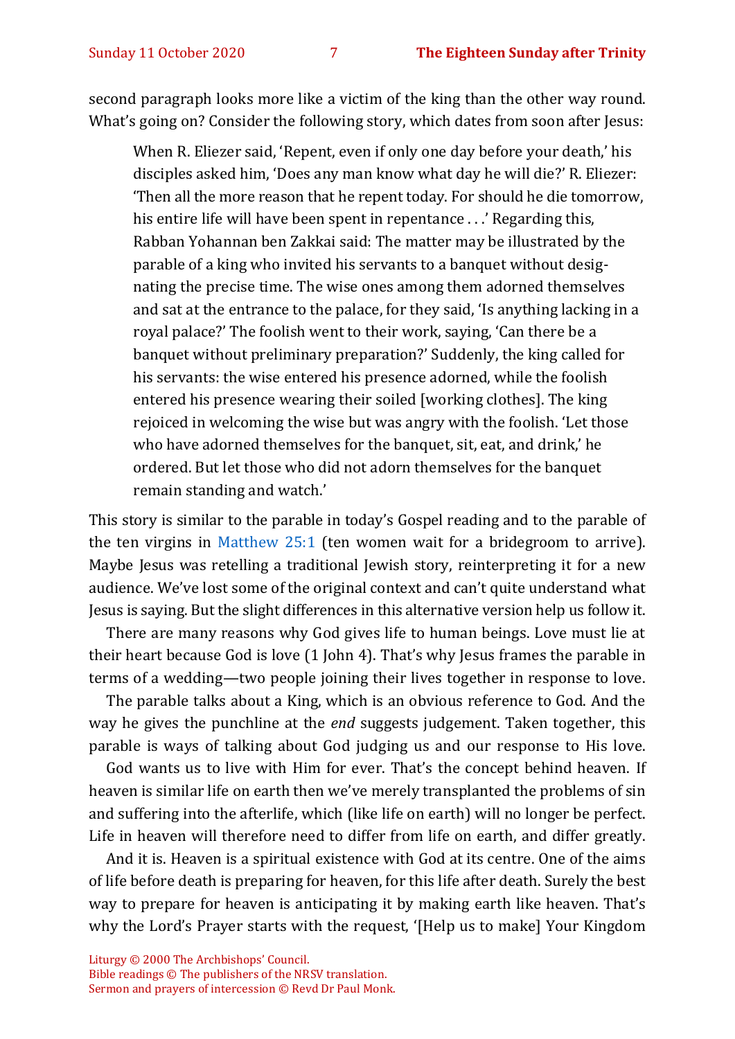second paragraph looks more like a victim of the king than the other way round. What's going on? Consider the following story, which dates from soon after Jesus:

> When R. Eliezer said, 'Repent, even if only one day before your death,' his disciples asked him, 'Does any man know what day he will die?' R. Eliezer: 'Then all the more reason that he repent today. For should he die tomorrow, his entire life will have been spent in repentance . . .' Regarding this, Rabban Yohannan ben Zakkai said: The matter may be illustrated by the parable of a king who invited his servants to a banquet without designating the precise time. The wise ones among them adorned themselves and sat at the entrance to the palace, for they said, 'Is anything lacking in a royal palace?' The foolish went to their work, saying, 'Can there be a banquet without preliminary preparation?' Suddenly, the king called for his servants: the wise entered his presence adorned, while the foolish entered his presence wearing their soiled [working clothes]. The king rejoiced in welcoming the wise but was angry with the foolish. 'Let those who have adorned themselves for the banquet, sit, eat, and drink,' he ordered. But let those who did not adorn themselves for the banquet remain standing and watch.'

This story is similar to the parable in today's Gospel reading and to the parable of the ten virgins in Matthew 25:1 (ten women wait for a bridegroom to arrive). Maybe Jesus was retelling a traditional Jewish story, reinterpreting it for a new audience. We've lost some of the original context and can't quite understand what Jesus is saying. But the slight differences in this alternative version help us follow it.

There are many reasons why God gives life to human beings. Love must lie at their heart because God is love (1 John 4). That's why Jesus frames the parable in terms of a wedding—two people joining their lives together in response to love.

The parable talks about a King, which is an obvious reference to God. And the way he gives the punchline at the *end* suggests judgement. Taken together, this parable is ways of talking about God judging us and our response to His love.

God wants us to live with Him for ever. That's the concept behind heaven. If heaven is similar life on earth then we've merely transplanted the problems of sin and suffering into the afterlife, which (like life on earth) will no longer be perfect. Life in heaven will therefore need to differ from life on earth, and differ greatly.

And it is. Heaven is a spiritual existence with God at its centre. One of the aims of life before death is preparing for heaven, for this life after death. Surely the best way to prepare for heaven is anticipating it by making earth like heaven. That's why the Lord's Prayer starts with the request, '[Help us to make] Your Kingdom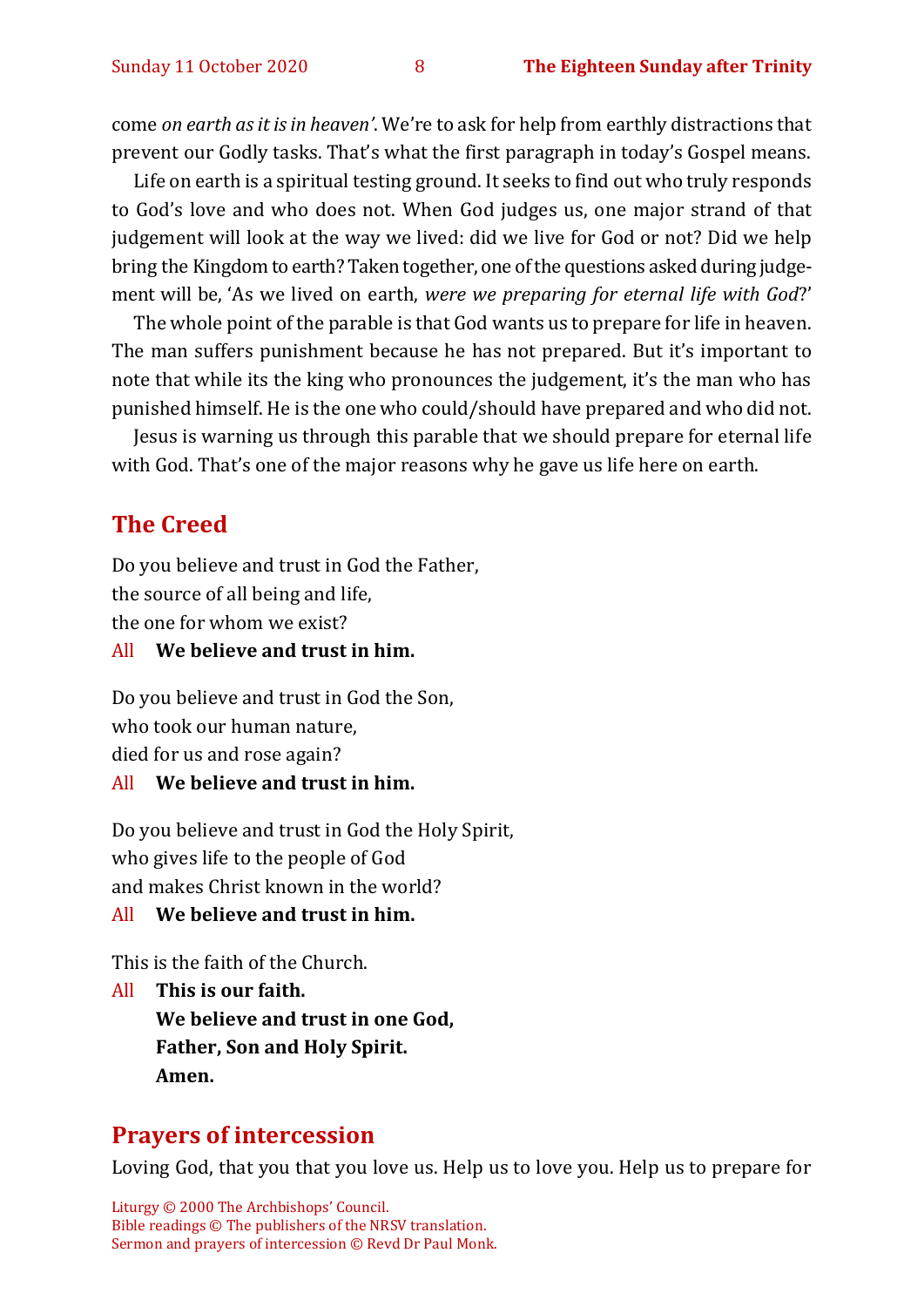come *on earth as it is in heaven'*. We're to ask for help from earthly distractions that prevent our Godly tasks. That's what the first paragraph in today's Gospel means.

Life on earth is a spiritual testing ground. It seeks to find out who truly responds to God's love and who does not. When God judges us, one major strand of that judgement will look at the way we lived: did we live for God or not? Did we help bring the Kingdom to earth? Taken together, one of the questions asked during judgement will be, 'As we lived on earth, *were we preparing for eternal life with God*?'

The whole point of the parable is that God wants us to prepare for life in heaven. The man suffers punishment because he has not prepared. But it's important to note that while its the king who pronounces the judgement, it's the man who has punished himself. He is the one who could/should have prepared and who did not.

Jesus is warning us through this parable that we should prepare for eternal life with God. That's one of the major reasons why he gave us life here on earth.

## The Creed

Do you believe and trust in God the Father,
the source of all being and life,
the one for whom we exist?

All **We believe and trust in him.**

Do you believe and trust in God the Son,
who took our human nature,
died for us and rose again?

All **We believe and trust in him.**

Do you believe and trust in God the Holy Spirit,
who gives life to the people of God
and makes Christ known in the world?

All **We believe and trust in him.**

This is the faith of the Church.

All **This is our faith.**
**We believe and trust in one God,**
**Father, Son and Holy Spirit.**
**Amen.**

## Prayers of intercession

Loving God, that you that you love us. Help us to love you. Help us to prepare for

Liturgy © 2000 The Archbishops' Council.
Bible readings © The publishers of the NRSV translation.
Sermon and prayers of intercession © Revd Dr Paul Monk.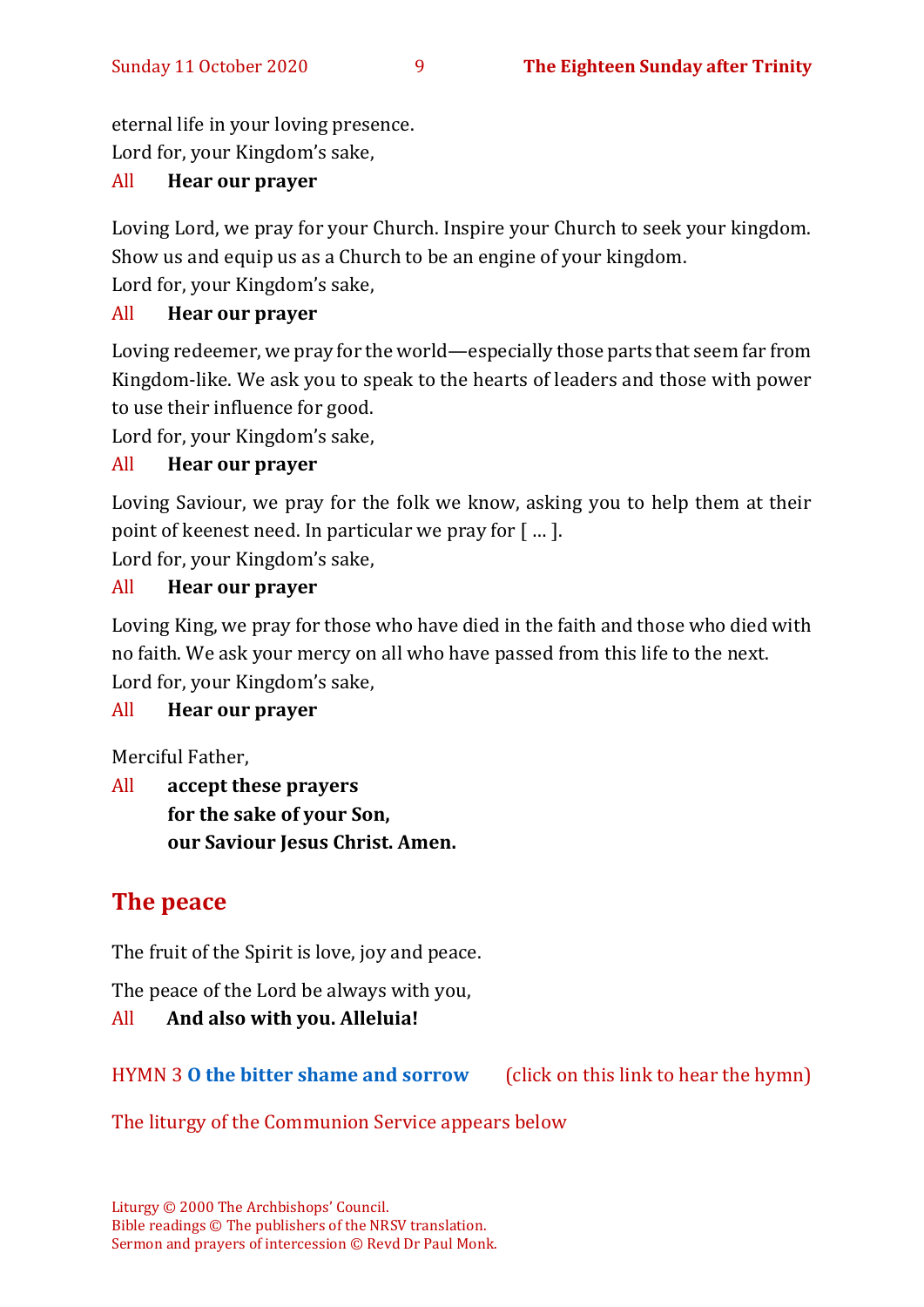eternal life in your loving presence.
Lord for, your Kingdom's sake,

All **Hear our prayer**

Loving Lord, we pray for your Church. Inspire your Church to seek your kingdom. Show us and equip us as a Church to be an engine of your kingdom.
Lord for, your Kingdom's sake,

All **Hear our prayer**

Loving redeemer, we pray for the world—especially those parts that seem far from Kingdom-like. We ask you to speak to the hearts of leaders and those with power to use their influence for good.
Lord for, your Kingdom's sake,

All **Hear our prayer**

Loving Saviour, we pray for the folk we know, asking you to help them at their point of keenest need. In particular we pray for [ … ].
Lord for, your Kingdom's sake,

All **Hear our prayer**

Loving King, we pray for those who have died in the faith and those who died with no faith. We ask your mercy on all who have passed from this life to the next.
Lord for, your Kingdom's sake,

All **Hear our prayer**

Merciful Father,

All **accept these prayers**
**for the sake of your Son,**
**our Saviour Jesus Christ. Amen.**

## The peace

The fruit of the Spirit is love, joy and peace.

The peace of the Lord be always with you,

All **And also with you. Alleluia!**

HYMN 3 **O the bitter shame and sorrow** (click on this link to hear the hymn)

The liturgy of the Communion Service appears below

Liturgy © 2000 The Archbishops' Council.
Bible readings © The publishers of the NRSV translation.
Sermon and prayers of intercession © Revd Dr Paul Monk.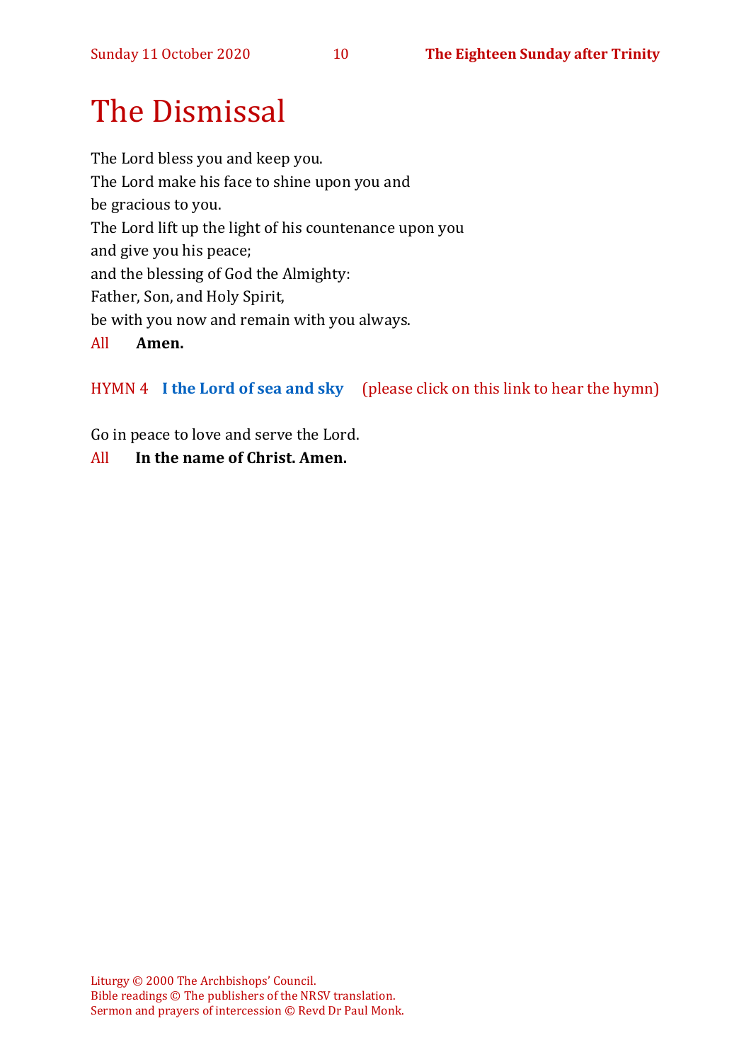# The Dismissal

The Lord bless you and keep you.
The Lord make his face to shine upon you and
be gracious to you.
The Lord lift up the light of his countenance upon you
and give you his peace;
and the blessing of God the Almighty:
Father, Son, and Holy Spirit,
be with you now and remain with you always.

All **Amen.**

HYMN 4 **I the Lord of sea and sky** (please click on this link to hear the hymn)

Go in peace to love and serve the Lord.

All **In the name of Christ. Amen.**

Liturgy © 2000 The Archbishops' Council.
Bible readings © The publishers of the NRSV translation.
Sermon and prayers of intercession © Revd Dr Paul Monk.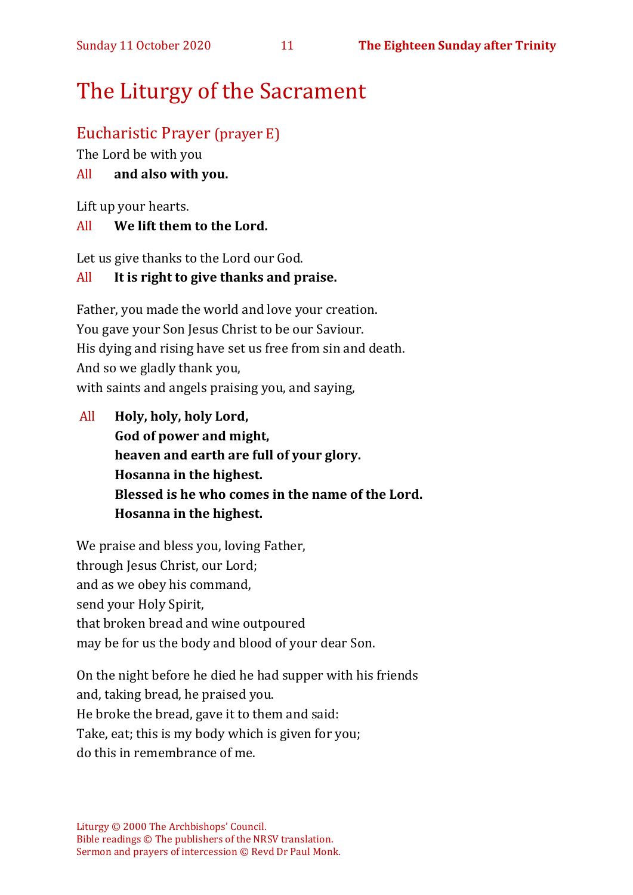# The Liturgy of the Sacrament

## Eucharistic Prayer (prayer E)

The Lord be with you

All **and also with you.**

Lift up your hearts.

All **We lift them to the Lord.**

Let us give thanks to the Lord our God.

All **It is right to give thanks and praise.**

Father, you made the world and love your creation.
You gave your Son Jesus Christ to be our Saviour.
His dying and rising have set us free from sin and death.
And so we gladly thank you,
with saints and angels praising you, and saying,

All **Holy, holy, holy Lord,**
**God of power and might,**
**heaven and earth are full of your glory.**
**Hosanna in the highest.**
**Blessed is he who comes in the name of the Lord.**
**Hosanna in the highest.**

We praise and bless you, loving Father,
through Jesus Christ, our Lord;
and as we obey his command,
send your Holy Spirit,
that broken bread and wine outpoured
may be for us the body and blood of your dear Son.

On the night before he died he had supper with his friends
and, taking bread, he praised you.
He broke the bread, gave it to them and said:
Take, eat; this is my body which is given for you;
do this in remembrance of me.

Liturgy © 2000 The Archbishops' Council.
Bible readings © The publishers of the NRSV translation.
Sermon and prayers of intercession © Revd Dr Paul Monk.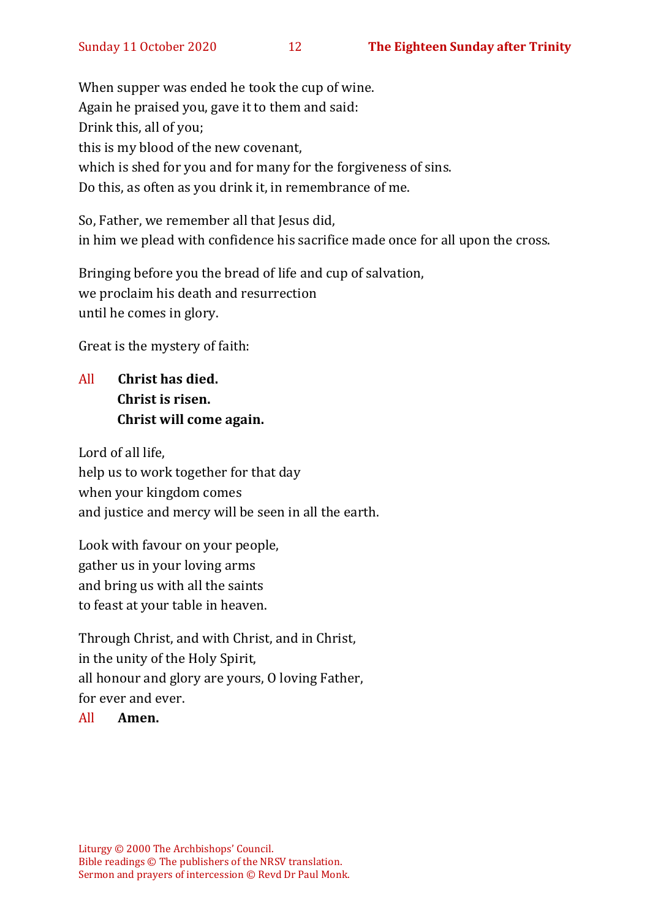When supper was ended he took the cup of wine.
Again he praised you, gave it to them and said:
Drink this, all of you;
this is my blood of the new covenant,
which is shed for you and for many for the forgiveness of sins.
Do this, as often as you drink it, in remembrance of me.

So, Father, we remember all that Jesus did,
in him we plead with confidence his sacrifice made once for all upon the cross.

Bringing before you the bread of life and cup of salvation,
we proclaim his death and resurrection
until he comes in glory.

Great is the mystery of faith:

All **Christ has died.**
**Christ is risen.**
**Christ will come again.**

Lord of all life,
help us to work together for that day
when your kingdom comes
and justice and mercy will be seen in all the earth.

Look with favour on your people,
gather us in your loving arms
and bring us with all the saints
to feast at your table in heaven.

Through Christ, and with Christ, and in Christ,
in the unity of the Holy Spirit,
all honour and glory are yours, O loving Father,
for ever and ever.
All **Amen.**

Liturgy © 2000 The Archbishops' Council.
Bible readings © The publishers of the NRSV translation.
Sermon and prayers of intercession © Revd Dr Paul Monk.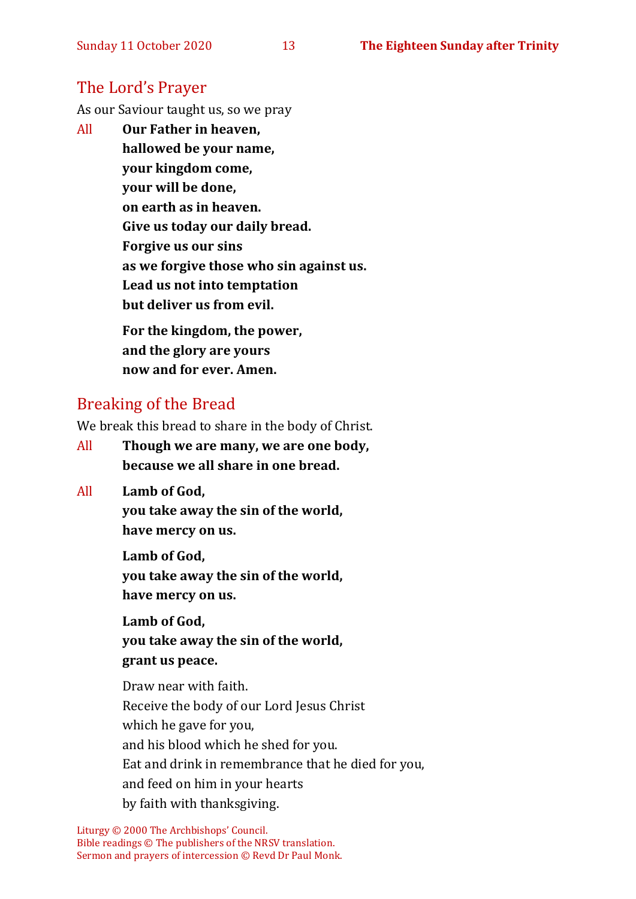## The Lord's Prayer

As our Saviour taught us, so we pray

All **Our Father in heaven,**
**hallowed be your name,**
**your kingdom come,**
**your will be done,**
**on earth as in heaven.**
**Give us today our daily bread.**
**Forgive us our sins**
**as we forgive those who sin against us.**
**Lead us not into temptation**
**but deliver us from evil.**

**For the kingdom, the power,**
**and the glory are yours**
**now and for ever. Amen.**

## Breaking of the Bread

We break this bread to share in the body of Christ.

All **Though we are many, we are one body,**
**because we all share in one bread.**

All **Lamb of God,**
**you take away the sin of the world,**
**have mercy on us.**

**Lamb of God,**
**you take away the sin of the world,**
**have mercy on us.**

**Lamb of God,**
**you take away the sin of the world,**
**grant us peace.**

Draw near with faith.
Receive the body of our Lord Jesus Christ
which he gave for you,
and his blood which he shed for you.
Eat and drink in remembrance that he died for you,
and feed on him in your hearts
by faith with thanksgiving.

Liturgy © 2000 The Archbishops' Council.
Bible readings © The publishers of the NRSV translation.
Sermon and prayers of intercession © Revd Dr Paul Monk.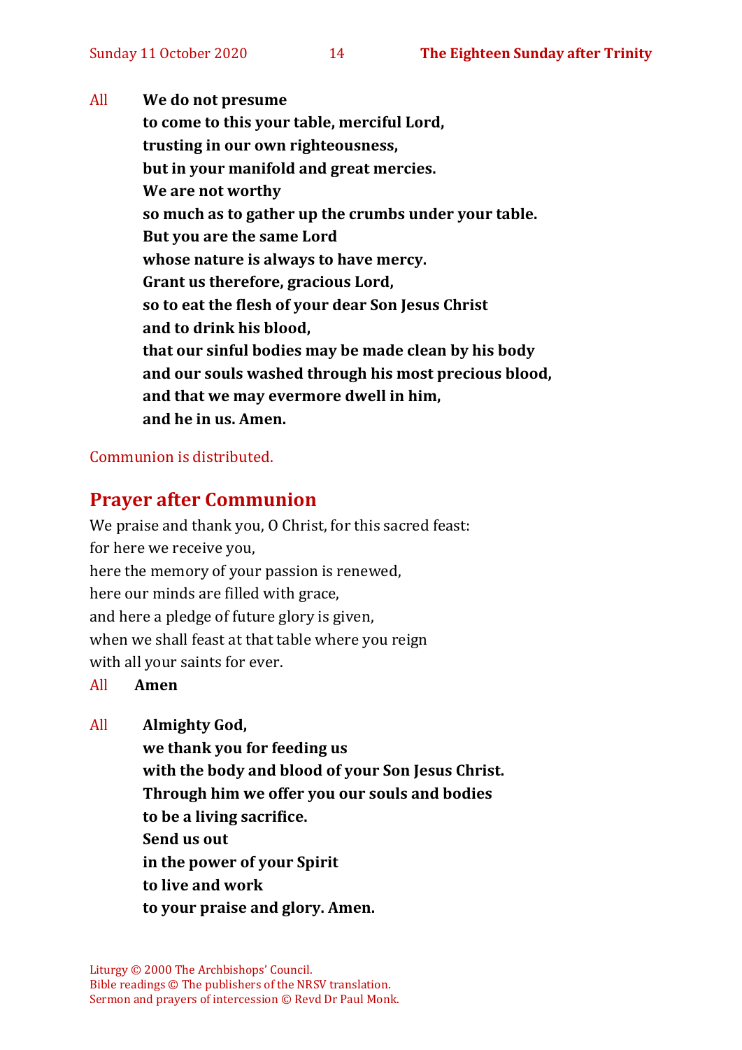All **We do not presume**
**to come to this your table, merciful Lord,**
**trusting in our own righteousness,**
**but in your manifold and great mercies.**
**We are not worthy**
**so much as to gather up the crumbs under your table.**
**But you are the same Lord**
**whose nature is always to have mercy.**
**Grant us therefore, gracious Lord,**
**so to eat the flesh of your dear Son Jesus Christ**
**and to drink his blood,**
**that our sinful bodies may be made clean by his body**
**and our souls washed through his most precious blood,**
**and that we may evermore dwell in him,**
**and he in us. Amen.**

Communion is distributed.

## Prayer after Communion

We praise and thank you, O Christ, for this sacred feast:
for here we receive you,
here the memory of your passion is renewed,
here our minds are filled with grace,
and here a pledge of future glory is given,
when we shall feast at that table where you reign
with all your saints for ever.

All **Amen**

All **Almighty God,**
**we thank you for feeding us**
**with the body and blood of your Son Jesus Christ.**
**Through him we offer you our souls and bodies**
**to be a living sacrifice.**
**Send us out**
**in the power of your Spirit**
**to live and work**
**to your praise and glory. Amen.**

Liturgy © 2000 The Archbishops' Council.
Bible readings © The publishers of the NRSV translation.
Sermon and prayers of intercession © Revd Dr Paul Monk.